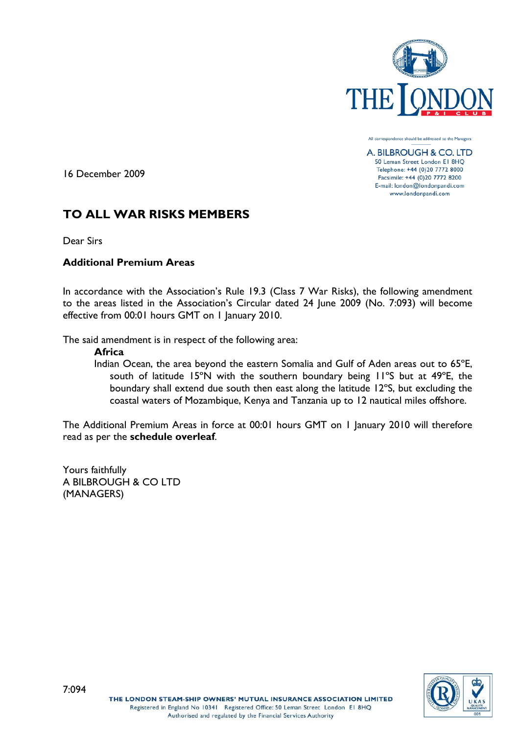All correspondence should be addressed to the Managers

A. BILBROUGH & CO. LTD
50 Leman Street London E1 8HQ
Telephone: +44 (0)20 7772 8000
Facsimile: +44 (0)20 7772 8200
E-mail: london@londonpandi.com
www.londonpandi.com

16 December 2009

# TO ALL WAR RISKS MEMBERS

Dear Sirs

**Additional Premium Areas**

In accordance with the Association's Rule 19.3 (Class 7 War Risks), the following amendment to the areas listed in the Association's Circular dated 24 June 2009 (No. 7:093) will become effective from 00:01 hours GMT on 1 January 2010.

The said amendment is in respect of the following area:

**Africa**

Indian Ocean, the area beyond the eastern Somalia and Gulf of Aden areas out to 65°E, south of latitude 15°N with the southern boundary being 11°S but at 49°E, the boundary shall extend due south then east along the latitude 12°S, but excluding the coastal waters of Mozambique, Kenya and Tanzania up to 12 nautical miles offshore.

The Additional Premium Areas in force at 00:01 hours GMT on 1 January 2010 will therefore read as per the **schedule overleaf**.

Yours faithfully
A BILBROUGH & CO LTD
(MANAGERS)

7:094

THE LONDON STEAM-SHIP OWNERS' MUTUAL INSURANCE ASSOCIATION LIMITED
Registered in England No 10341 Registered Office: 50 Leman Street London E1 8HQ
Authorised and regulated by the Financial Services Authority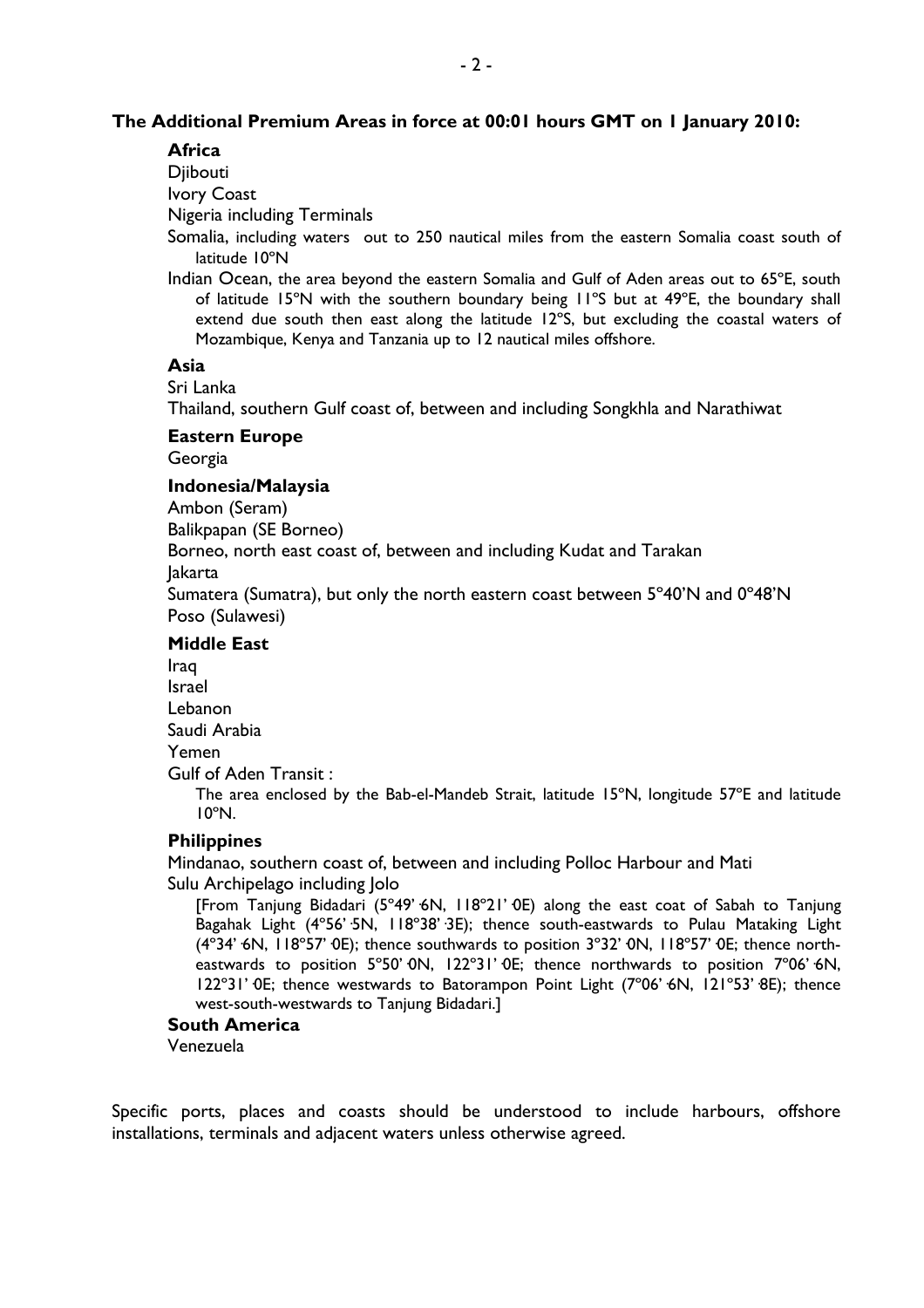**The Additional Premium Areas in force at 00:01 hours GMT on 1 January 2010:**

**Africa**

Djibouti

Ivory Coast

Nigeria including Terminals

Somalia, including waters out to 250 nautical miles from the eastern Somalia coast south of latitude 10ºN

Indian Ocean, the area beyond the eastern Somalia and Gulf of Aden areas out to 65ºE, south of latitude 15ºN with the southern boundary being 11ºS but at 49ºE, the boundary shall extend due south then east along the latitude 12ºS, but excluding the coastal waters of Mozambique, Kenya and Tanzania up to 12 nautical miles offshore.

**Asia**

Sri Lanka

Thailand, southern Gulf coast of, between and including Songkhla and Narathiwat

**Eastern Europe**

Georgia

**Indonesia/Malaysia**

Ambon (Seram)

Balikpapan (SE Borneo)

Borneo, north east coast of, between and including Kudat and Tarakan

Jakarta

Sumatera (Sumatra), but only the north eastern coast between 5°40'N and 0°48'N

Poso (Sulawesi)

**Middle East**

Iraq

Israel

Lebanon

Saudi Arabia

Yemen

Gulf of Aden Transit :

The area enclosed by the Bab-el-Mandeb Strait, latitude 15ºN, longitude 57ºE and latitude 10ºN.

**Philippines**

Mindanao, southern coast of, between and including Polloc Harbour and Mati

Sulu Archipelago including Jolo

[From Tanjung Bidadari (5º49'·6N, 118º21'·0E) along the east coat of Sabah to Tanjung Bagahak Light (4º56'·5N, 118º38'·3E); thence south-eastwards to Pulau Mataking Light (4º34'·6N, 118º57'·0E); thence southwards to position 3º32'·0N, 118º57'·0E; thence north-eastwards to position 5º50'·0N, 122º31'·0E; thence northwards to position 7º06'·6N, 122º31'·0E; thence westwards to Batorampon Point Light (7º06'·6N, 121º53'·8E); thence west-south-westwards to Tanjung Bidadari.]

**South America**

Venezuela

Specific ports, places and coasts should be understood to include harbours, offshore installations, terminals and adjacent waters unless otherwise agreed.